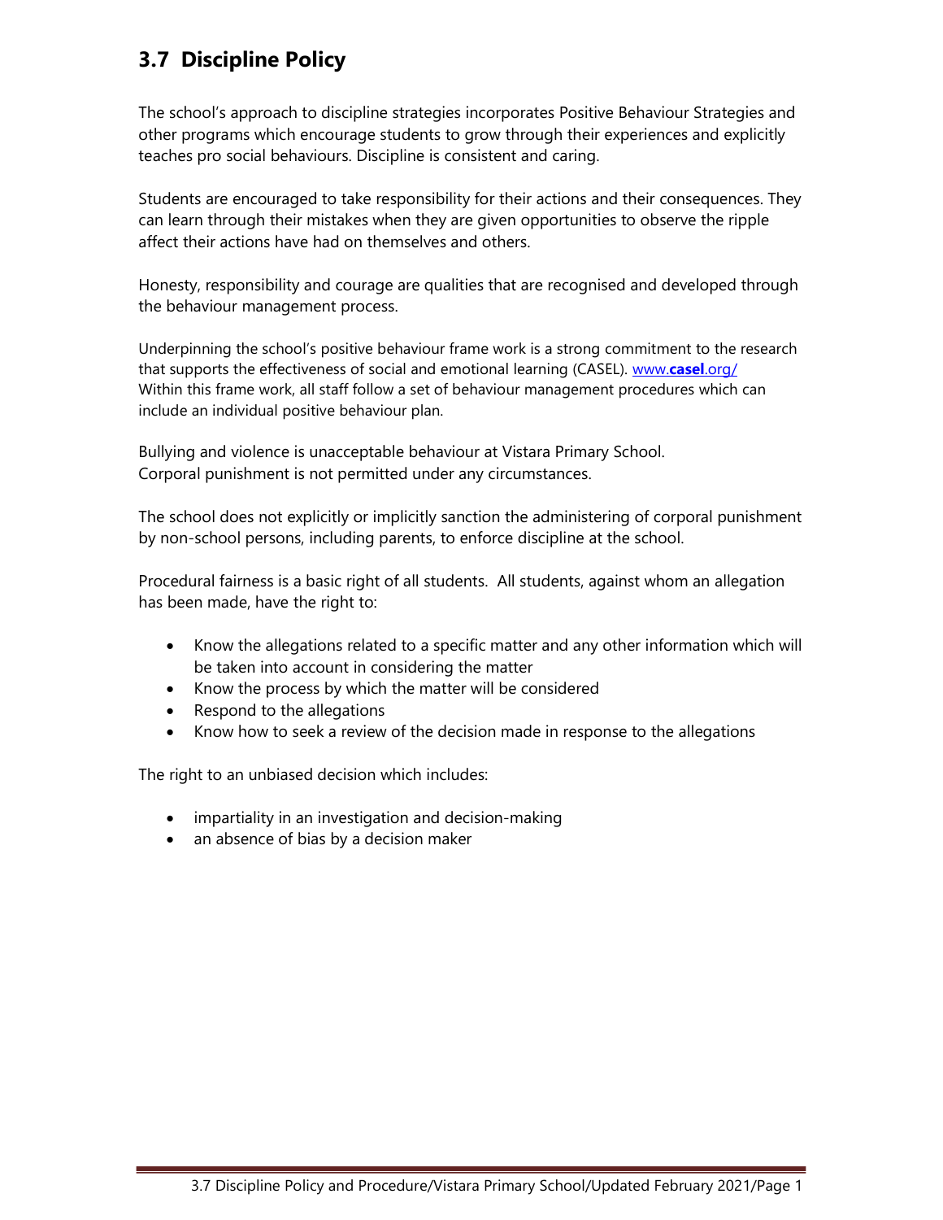## 3.7 Discipline Policy

The school's approach to discipline strategies incorporates Positive Behaviour Strategies and other programs which encourage students to grow through their experiences and explicitly teaches pro social behaviours. Discipline is consistent and caring.

Students are encouraged to take responsibility for their actions and their consequences. They can learn through their mistakes when they are given opportunities to observe the ripple affect their actions have had on themselves and others.

Honesty, responsibility and courage are qualities that are recognised and developed through the behaviour management process.

Underpinning the school's positive behaviour frame work is a strong commitment to the research that supports the effectiveness of social and emotional learning (CASEL). [www.**casel**.org/](www.casel.org/)
Within this frame work, all staff follow a set of behaviour management procedures which can include an individual positive behaviour plan.

Bullying and violence is unacceptable behaviour at Vistara Primary School.
Corporal punishment is not permitted under any circumstances.

The school does not explicitly or implicitly sanction the administering of corporal punishment by non-school persons, including parents, to enforce discipline at the school.

Procedural fairness is a basic right of all students. All students, against whom an allegation has been made, have the right to:

- Know the allegations related to a specific matter and any other information which will be taken into account in considering the matter
- Know the process by which the matter will be considered
- Respond to the allegations
- Know how to seek a review of the decision made in response to the allegations

The right to an unbiased decision which includes:

- impartiality in an investigation and decision-making
- an absence of bias by a decision maker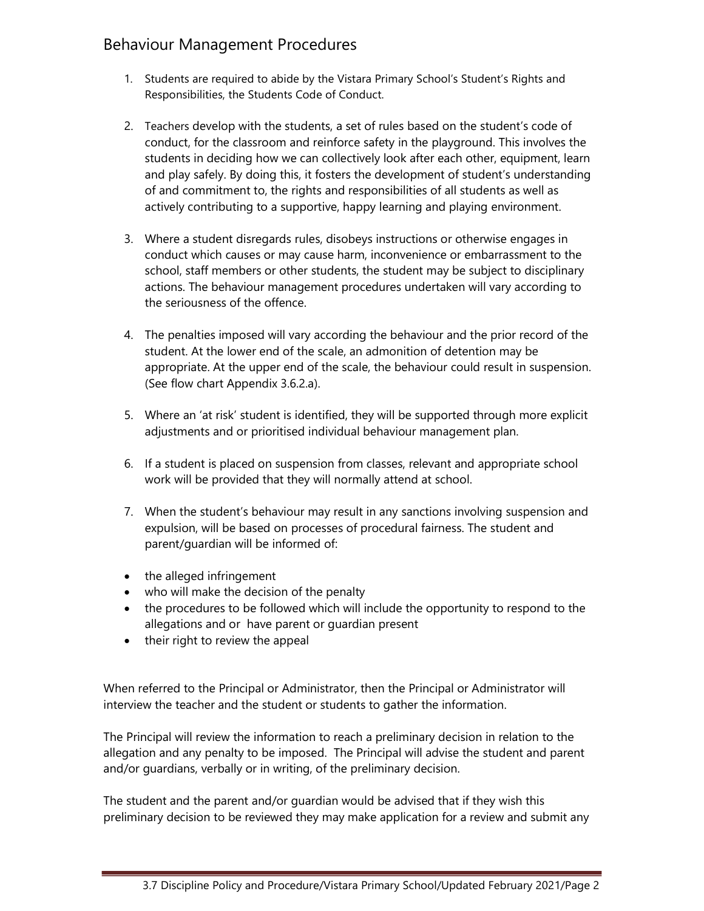## Behaviour Management Procedures

1. Students are required to abide by the Vistara Primary School's Student's Rights and Responsibilities, the Students Code of Conduct.

2. Teachers develop with the students, a set of rules based on the student's code of conduct, for the classroom and reinforce safety in the playground. This involves the students in deciding how we can collectively look after each other, equipment, learn and play safely. By doing this, it fosters the development of student's understanding of and commitment to, the rights and responsibilities of all students as well as actively contributing to a supportive, happy learning and playing environment.

3. Where a student disregards rules, disobeys instructions or otherwise engages in conduct which causes or may cause harm, inconvenience or embarrassment to the school, staff members or other students, the student may be subject to disciplinary actions. The behaviour management procedures undertaken will vary according to the seriousness of the offence.

4. The penalties imposed will vary according the behaviour and the prior record of the student. At the lower end of the scale, an admonition of detention may be appropriate. At the upper end of the scale, the behaviour could result in suspension. (See flow chart Appendix 3.6.2.a).

5. Where an 'at risk' student is identified, they will be supported through more explicit adjustments and or prioritised individual behaviour management plan.

6. If a student is placed on suspension from classes, relevant and appropriate school work will be provided that they will normally attend at school.

7. When the student's behaviour may result in any sanctions involving suspension and expulsion, will be based on processes of procedural fairness. The student and parent/guardian will be informed of:

- the alleged infringement
- who will make the decision of the penalty
- the procedures to be followed which will include the opportunity to respond to the allegations and or have parent or guardian present
- their right to review the appeal

When referred to the Principal or Administrator, then the Principal or Administrator will interview the teacher and the student or students to gather the information.

The Principal will review the information to reach a preliminary decision in relation to the allegation and any penalty to be imposed. The Principal will advise the student and parent and/or guardians, verbally or in writing, of the preliminary decision.

The student and the parent and/or guardian would be advised that if they wish this preliminary decision to be reviewed they may make application for a review and submit any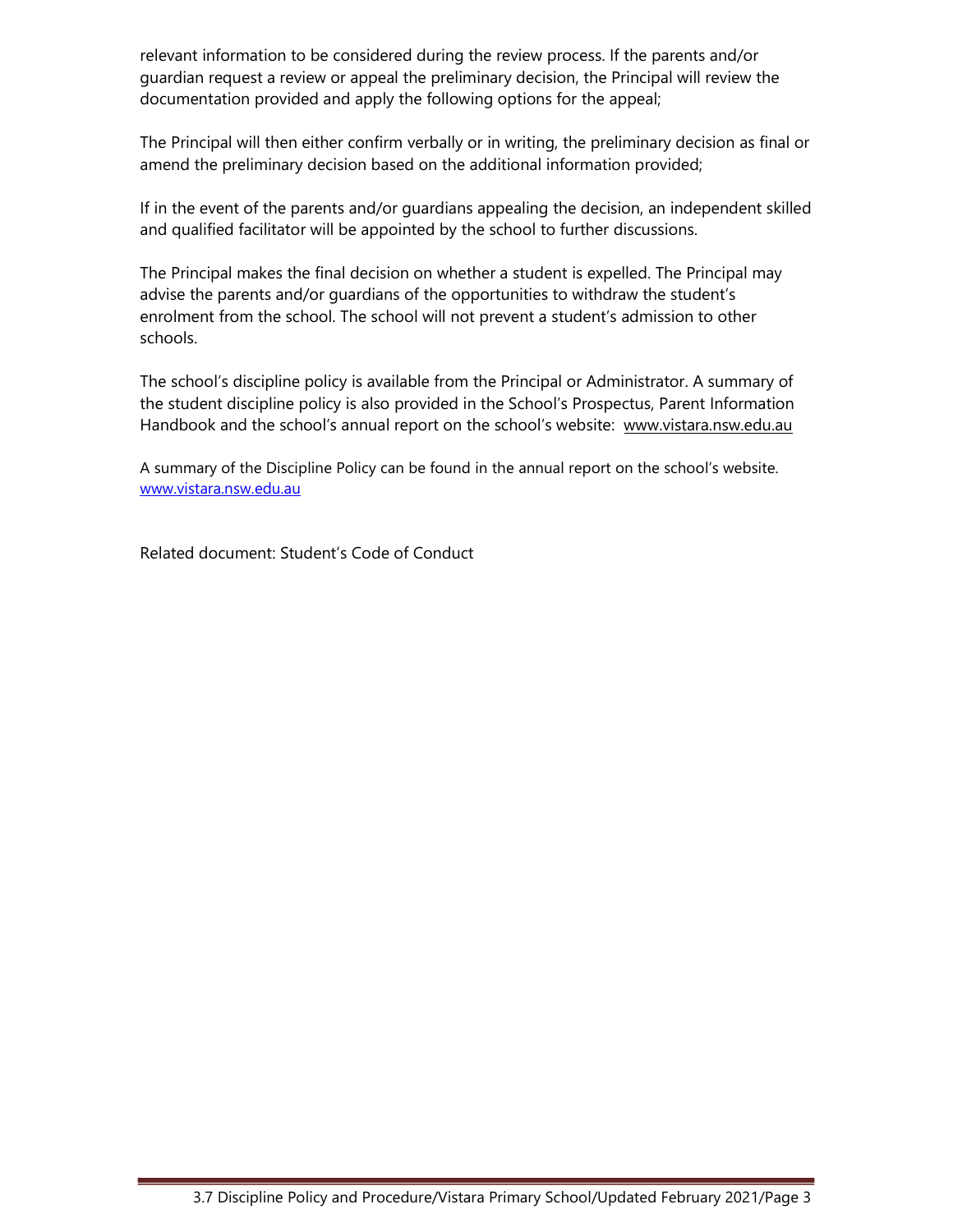relevant information to be considered during the review process. If the parents and/or guardian request a review or appeal the preliminary decision, the Principal will review the documentation provided and apply the following options for the appeal;

The Principal will then either confirm verbally or in writing, the preliminary decision as final or amend the preliminary decision based on the additional information provided;

If in the event of the parents and/or guardians appealing the decision, an independent skilled and qualified facilitator will be appointed by the school to further discussions.

The Principal makes the final decision on whether a student is expelled. The Principal may advise the parents and/or guardians of the opportunities to withdraw the student's enrolment from the school. The school will not prevent a student's admission to other schools.

The school's discipline policy is available from the Principal or Administrator. A summary of the student discipline policy is also provided in the School's Prospectus, Parent Information Handbook and the school's annual report on the school's website: www.vistara.nsw.edu.au

A summary of the Discipline Policy can be found in the annual report on the school's website. www.vistara.nsw.edu.au

Related document: Student's Code of Conduct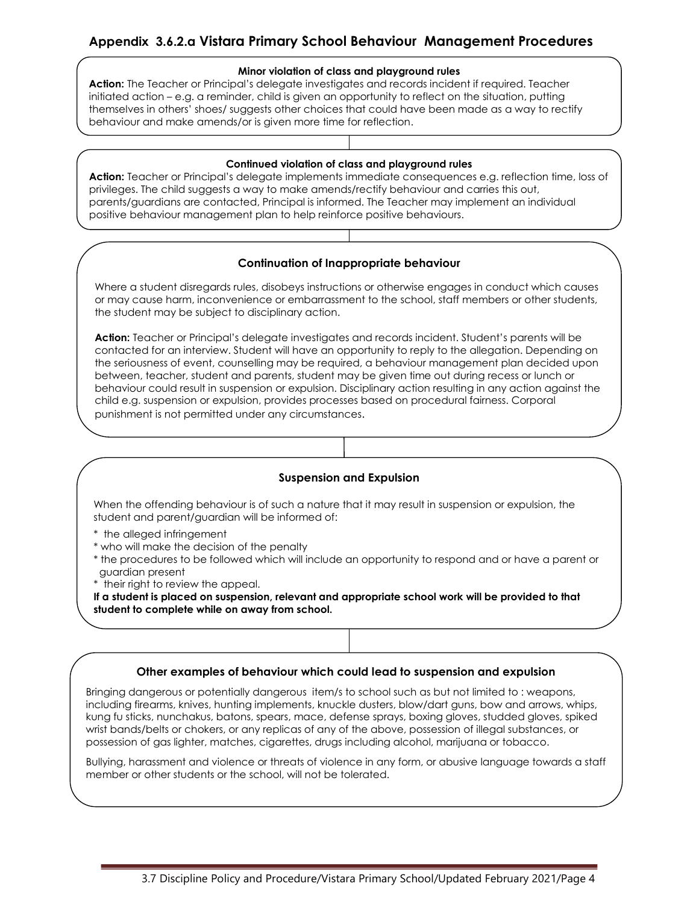## Appendix 3.6.2.a Vistara Primary School Behaviour Management Procedures

**Minor violation of class and playground rules**

**Action:** The Teacher or Principal's delegate investigates and records incident if required. Teacher initiated action – e.g. a reminder, child is given an opportunity to reflect on the situation, putting themselves in others' shoes/ suggests other choices that could have been made as a way to rectify behaviour and make amends/or is given more time for reflection.

**Continued violation of class and playground rules**

**Action:** Teacher or Principal's delegate implements immediate consequences e.g. reflection time, loss of privileges. The child suggests a way to make amends/rectify behaviour and carries this out, parents/guardians are contacted, Principal is informed. The Teacher may implement an individual positive behaviour management plan to help reinforce positive behaviours.

**Continuation of Inappropriate behaviour**

Where a student disregards rules, disobeys instructions or otherwise engages in conduct which causes or may cause harm, inconvenience or embarrassment to the school, staff members or other students, the student may be subject to disciplinary action.

**Action:** Teacher or Principal's delegate investigates and records incident. Student's parents will be contacted for an interview. Student will have an opportunity to reply to the allegation. Depending on the seriousness of event, counselling may be required, a behaviour management plan decided upon between, teacher, student and parents, student may be given time out during recess or lunch or behaviour could result in suspension or expulsion. Disciplinary action resulting in any action against the child e.g. suspension or expulsion, provides processes based on procedural fairness. Corporal punishment is not permitted under any circumstances.

**Suspension and Expulsion**

When the offending behaviour is of such a nature that it may result in suspension or expulsion, the student and parent/guardian will be informed of:

* the alleged infringement
* who will make the decision of the penalty
* the procedures to be followed which will include an opportunity to respond and or have a parent or guardian present
* their right to review the appeal.

**If a student is placed on suspension, relevant and appropriate school work will be provided to that student to complete while on away from school.**

**Other examples of behaviour which could lead to suspension and expulsion**

Bringing dangerous or potentially dangerous item/s to school such as but not limited to : weapons, including firearms, knives, hunting implements, knuckle dusters, blow/dart guns, bow and arrows, whips, kung fu sticks, nunchakus, batons, spears, mace, defense sprays, boxing gloves, studded gloves, spiked wrist bands/belts or chokers, or any replicas of any of the above, possession of illegal substances, or possession of gas lighter, matches, cigarettes, drugs including alcohol, marijuana or tobacco.

Bullying, harassment and violence or threats of violence in any form, or abusive language towards a staff member or other students or the school, will not be tolerated.